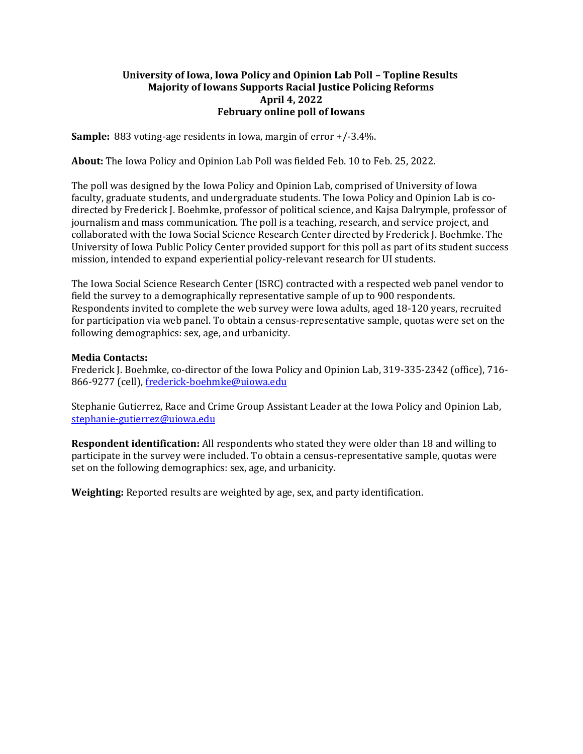**University of Iowa, Iowa Policy and Opinion Lab Poll – Topline Results**
**Majority of Iowans Supports Racial Justice Policing Reforms**
**April 4, 2022**
**February online poll of Iowans**

**Sample:** 883 voting-age residents in Iowa, margin of error +/-3.4%.

**About:** The Iowa Policy and Opinion Lab Poll was fielded Feb. 10 to Feb. 25, 2022.

The poll was designed by the Iowa Policy and Opinion Lab, comprised of University of Iowa faculty, graduate students, and undergraduate students. The Iowa Policy and Opinion Lab is co-directed by Frederick J. Boehmke, professor of political science, and Kajsa Dalrymple, professor of journalism and mass communication. The poll is a teaching, research, and service project, and collaborated with the Iowa Social Science Research Center directed by Frederick J. Boehmke. The University of Iowa Public Policy Center provided support for this poll as part of its student success mission, intended to expand experiential policy-relevant research for UI students.

The Iowa Social Science Research Center (ISRC) contracted with a respected web panel vendor to field the survey to a demographically representative sample of up to 900 respondents. Respondents invited to complete the web survey were Iowa adults, aged 18-120 years, recruited for participation via web panel. To obtain a census-representative sample, quotas were set on the following demographics: sex, age, and urbanicity.

**Media Contacts:**
Frederick J. Boehmke, co-director of the Iowa Policy and Opinion Lab, 319-335-2342 (office), 716-866-9277 (cell), frederick-boehmke@uiowa.edu

Stephanie Gutierrez, Race and Crime Group Assistant Leader at the Iowa Policy and Opinion Lab, stephanie-gutierrez@uiowa.edu

**Respondent identification:** All respondents who stated they were older than 18 and willing to participate in the survey were included. To obtain a census-representative sample, quotas were set on the following demographics: sex, age, and urbanicity.

**Weighting:** Reported results are weighted by age, sex, and party identification.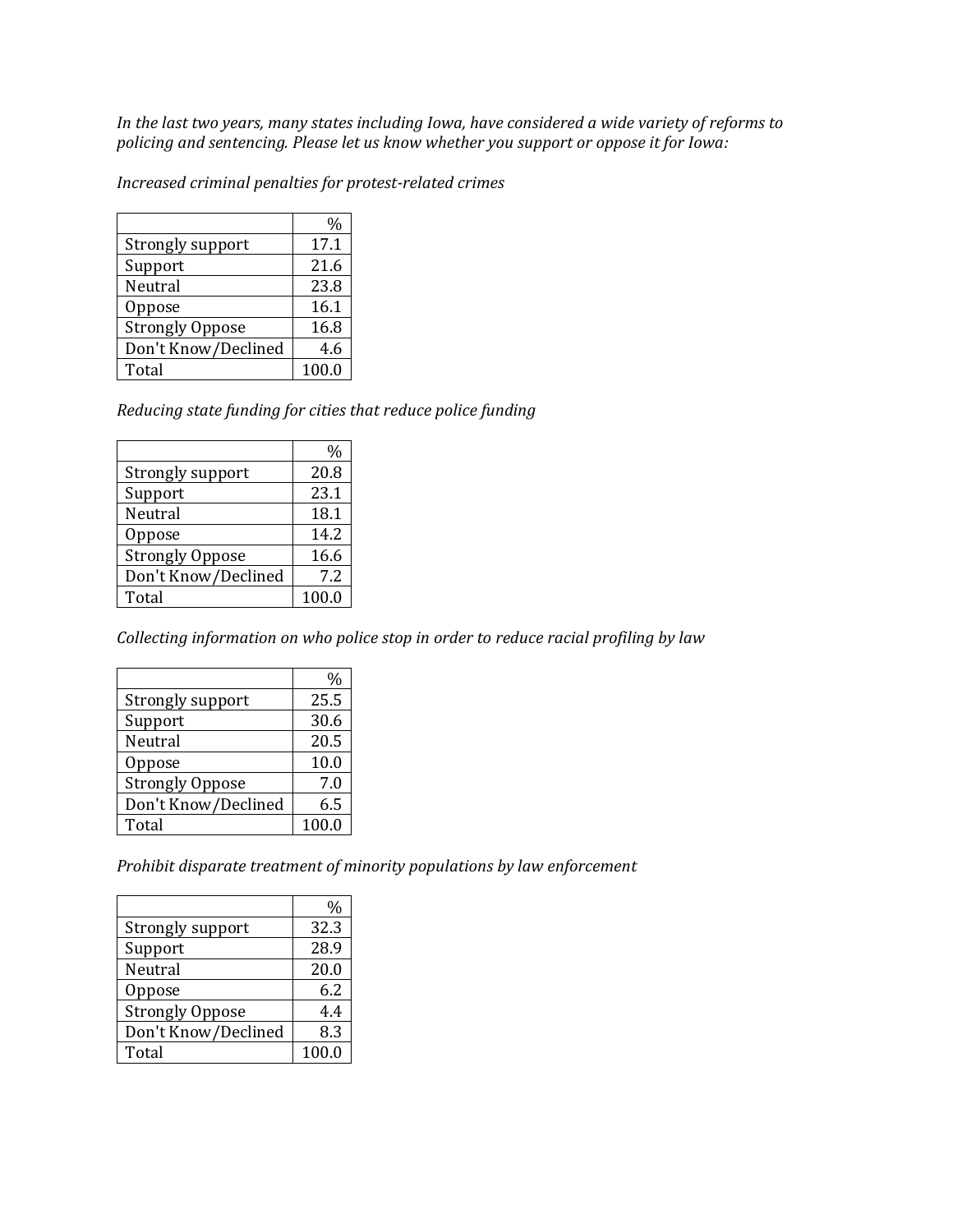*In the last two years, many states including Iowa, have considered a wide variety of reforms to policing and sentencing. Please let us know whether you support or oppose it for Iowa:*

*Increased criminal penalties for protest-related crimes*

| | % |
|---|---|
| Strongly support | 17.1 |
| Support | 21.6 |
| Neutral | 23.8 |
| Oppose | 16.1 |
| Strongly Oppose | 16.8 |
| Don't Know/Declined | 4.6 |
| Total | 100.0 |

*Reducing state funding for cities that reduce police funding*

| | % |
|---|---|
| Strongly support | 20.8 |
| Support | 23.1 |
| Neutral | 18.1 |
| Oppose | 14.2 |
| Strongly Oppose | 16.6 |
| Don't Know/Declined | 7.2 |
| Total | 100.0 |

*Collecting information on who police stop in order to reduce racial profiling by law*

| | % |
|---|---|
| Strongly support | 25.5 |
| Support | 30.6 |
| Neutral | 20.5 |
| Oppose | 10.0 |
| Strongly Oppose | 7.0 |
| Don't Know/Declined | 6.5 |
| Total | 100.0 |

*Prohibit disparate treatment of minority populations by law enforcement*

| | % |
|---|---|
| Strongly support | 32.3 |
| Support | 28.9 |
| Neutral | 20.0 |
| Oppose | 6.2 |
| Strongly Oppose | 4.4 |
| Don't Know/Declined | 8.3 |
| Total | 100.0 |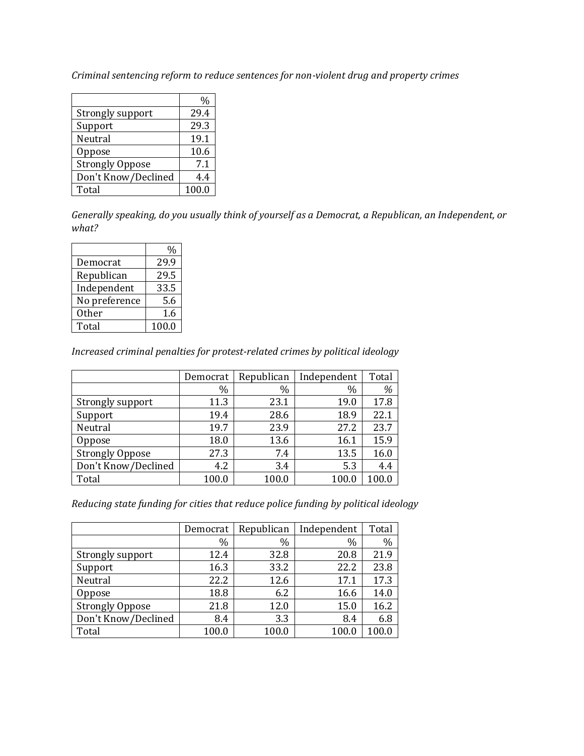*Criminal sentencing reform to reduce sentences for non-violent drug and property crimes*

| | % |
|---|---|
| Strongly support | 29.4 |
| Support | 29.3 |
| Neutral | 19.1 |
| Oppose | 10.6 |
| Strongly Oppose | 7.1 |
| Don't Know/Declined | 4.4 |
| Total | 100.0 |

*Generally speaking, do you usually think of yourself as a Democrat, a Republican, an Independent, or what?*

| | % |
|---|---|
| Democrat | 29.9 |
| Republican | 29.5 |
| Independent | 33.5 |
| No preference | 5.6 |
| Other | 1.6 |
| Total | 100.0 |

*Increased criminal penalties for protest-related crimes by political ideology*

| | Democrat | Republican | Independent | Total |
|---|---|---|---|---|
| | % | % | % | % |
| Strongly support | 11.3 | 23.1 | 19.0 | 17.8 |
| Support | 19.4 | 28.6 | 18.9 | 22.1 |
| Neutral | 19.7 | 23.9 | 27.2 | 23.7 |
| Oppose | 18.0 | 13.6 | 16.1 | 15.9 |
| Strongly Oppose | 27.3 | 7.4 | 13.5 | 16.0 |
| Don't Know/Declined | 4.2 | 3.4 | 5.3 | 4.4 |
| Total | 100.0 | 100.0 | 100.0 | 100.0 |

*Reducing state funding for cities that reduce police funding by political ideology*

| | Democrat | Republican | Independent | Total |
|---|---|---|---|---|
| | % | % | % | % |
| Strongly support | 12.4 | 32.8 | 20.8 | 21.9 |
| Support | 16.3 | 33.2 | 22.2 | 23.8 |
| Neutral | 22.2 | 12.6 | 17.1 | 17.3 |
| Oppose | 18.8 | 6.2 | 16.6 | 14.0 |
| Strongly Oppose | 21.8 | 12.0 | 15.0 | 16.2 |
| Don't Know/Declined | 8.4 | 3.3 | 8.4 | 6.8 |
| Total | 100.0 | 100.0 | 100.0 | 100.0 |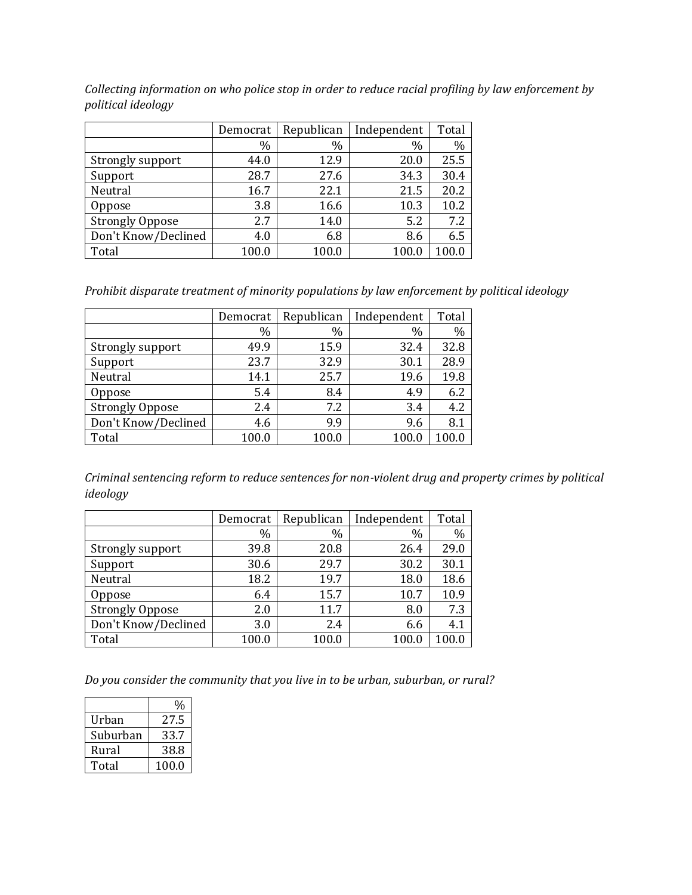*Collecting information on who police stop in order to reduce racial profiling by law enforcement by political ideology*

| | Democrat | Republican | Independent | Total |
|---|---|---|---|---|
| | % | % | % | % |
| Strongly support | 44.0 | 12.9 | 20.0 | 25.5 |
| Support | 28.7 | 27.6 | 34.3 | 30.4 |
| Neutral | 16.7 | 22.1 | 21.5 | 20.2 |
| Oppose | 3.8 | 16.6 | 10.3 | 10.2 |
| Strongly Oppose | 2.7 | 14.0 | 5.2 | 7.2 |
| Don't Know/Declined | 4.0 | 6.8 | 8.6 | 6.5 |
| Total | 100.0 | 100.0 | 100.0 | 100.0 |

*Prohibit disparate treatment of minority populations by law enforcement by political ideology*

| | Democrat | Republican | Independent | Total |
|---|---|---|---|---|
| | % | % | % | % |
| Strongly support | 49.9 | 15.9 | 32.4 | 32.8 |
| Support | 23.7 | 32.9 | 30.1 | 28.9 |
| Neutral | 14.1 | 25.7 | 19.6 | 19.8 |
| Oppose | 5.4 | 8.4 | 4.9 | 6.2 |
| Strongly Oppose | 2.4 | 7.2 | 3.4 | 4.2 |
| Don't Know/Declined | 4.6 | 9.9 | 9.6 | 8.1 |
| Total | 100.0 | 100.0 | 100.0 | 100.0 |

*Criminal sentencing reform to reduce sentences for non-violent drug and property crimes by political ideology*

| | Democrat | Republican | Independent | Total |
|---|---|---|---|---|
| | % | % | % | % |
| Strongly support | 39.8 | 20.8 | 26.4 | 29.0 |
| Support | 30.6 | 29.7 | 30.2 | 30.1 |
| Neutral | 18.2 | 19.7 | 18.0 | 18.6 |
| Oppose | 6.4 | 15.7 | 10.7 | 10.9 |
| Strongly Oppose | 2.0 | 11.7 | 8.0 | 7.3 |
| Don't Know/Declined | 3.0 | 2.4 | 6.6 | 4.1 |
| Total | 100.0 | 100.0 | 100.0 | 100.0 |

*Do you consider the community that you live in to be urban, suburban, or rural?*

| | % |
|---|---|
| Urban | 27.5 |
| Suburban | 33.7 |
| Rural | 38.8 |
| Total | 100.0 |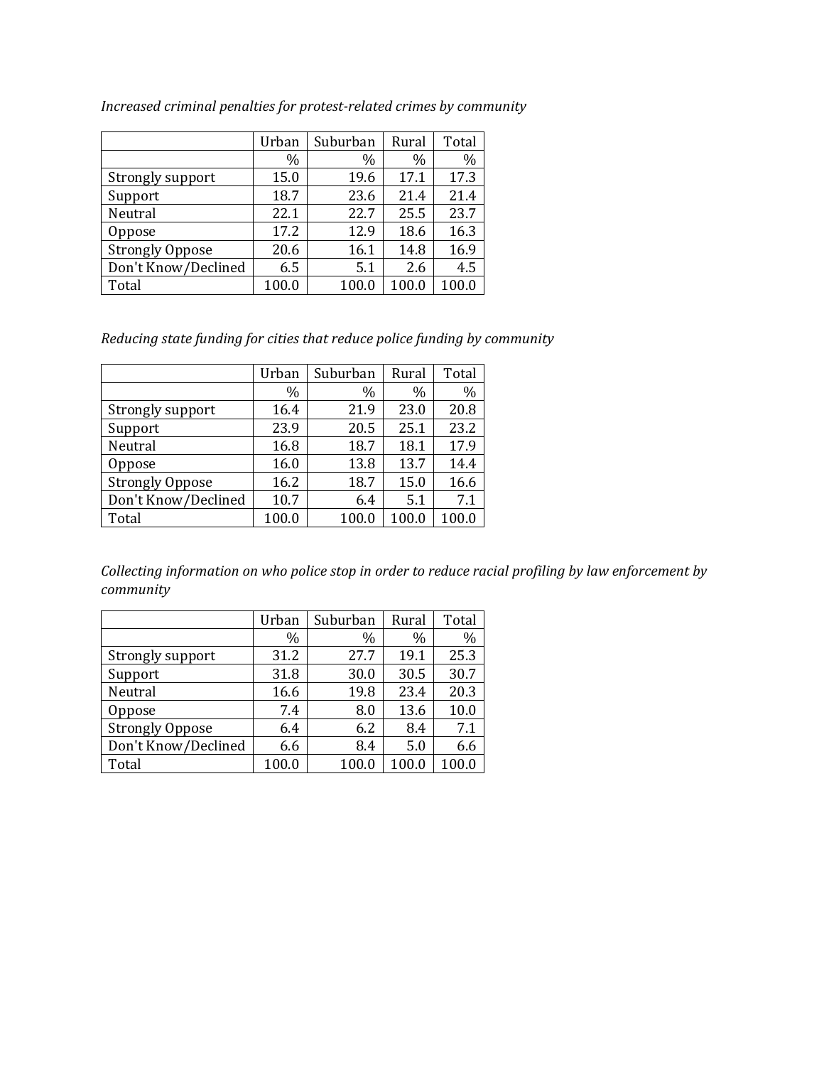*Increased criminal penalties for protest-related crimes by community*

| | Urban | Suburban | Rural | Total |
|---|---|---|---|---|
| | % | % | % | % |
| Strongly support | 15.0 | 19.6 | 17.1 | 17.3 |
| Support | 18.7 | 23.6 | 21.4 | 21.4 |
| Neutral | 22.1 | 22.7 | 25.5 | 23.7 |
| Oppose | 17.2 | 12.9 | 18.6 | 16.3 |
| Strongly Oppose | 20.6 | 16.1 | 14.8 | 16.9 |
| Don't Know/Declined | 6.5 | 5.1 | 2.6 | 4.5 |
| Total | 100.0 | 100.0 | 100.0 | 100.0 |

*Reducing state funding for cities that reduce police funding by community*

| | Urban | Suburban | Rural | Total |
|---|---|---|---|---|
| | % | % | % | % |
| Strongly support | 16.4 | 21.9 | 23.0 | 20.8 |
| Support | 23.9 | 20.5 | 25.1 | 23.2 |
| Neutral | 16.8 | 18.7 | 18.1 | 17.9 |
| Oppose | 16.0 | 13.8 | 13.7 | 14.4 |
| Strongly Oppose | 16.2 | 18.7 | 15.0 | 16.6 |
| Don't Know/Declined | 10.7 | 6.4 | 5.1 | 7.1 |
| Total | 100.0 | 100.0 | 100.0 | 100.0 |

*Collecting information on who police stop in order to reduce racial profiling by law enforcement by community*

| | Urban | Suburban | Rural | Total |
|---|---|---|---|---|
| | % | % | % | % |
| Strongly support | 31.2 | 27.7 | 19.1 | 25.3 |
| Support | 31.8 | 30.0 | 30.5 | 30.7 |
| Neutral | 16.6 | 19.8 | 23.4 | 20.3 |
| Oppose | 7.4 | 8.0 | 13.6 | 10.0 |
| Strongly Oppose | 6.4 | 6.2 | 8.4 | 7.1 |
| Don't Know/Declined | 6.6 | 8.4 | 5.0 | 6.6 |
| Total | 100.0 | 100.0 | 100.0 | 100.0 |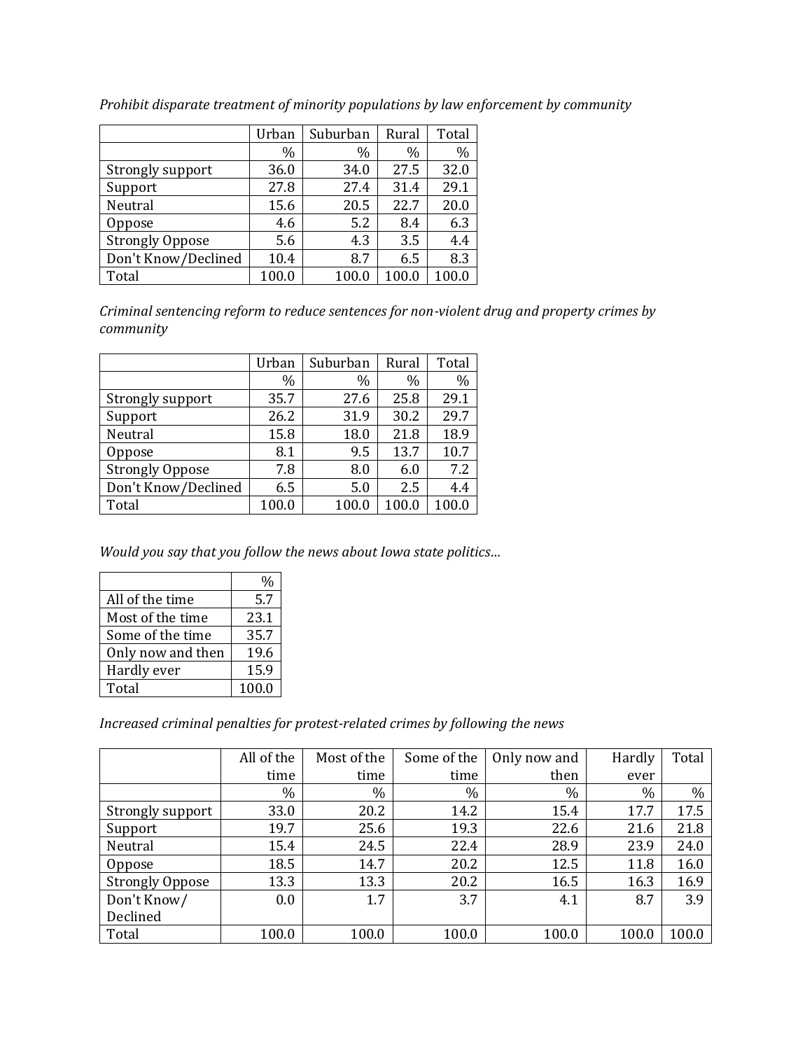*Prohibit disparate treatment of minority populations by law enforcement by community*

| | Urban | Suburban | Rural | Total |
|---|---|---|---|---|
| | % | % | % | % |
| Strongly support | 36.0 | 34.0 | 27.5 | 32.0 |
| Support | 27.8 | 27.4 | 31.4 | 29.1 |
| Neutral | 15.6 | 20.5 | 22.7 | 20.0 |
| Oppose | 4.6 | 5.2 | 8.4 | 6.3 |
| Strongly Oppose | 5.6 | 4.3 | 3.5 | 4.4 |
| Don't Know/Declined | 10.4 | 8.7 | 6.5 | 8.3 |
| Total | 100.0 | 100.0 | 100.0 | 100.0 |

*Criminal sentencing reform to reduce sentences for non-violent drug and property crimes by community*

| | Urban | Suburban | Rural | Total |
|---|---|---|---|---|
| | % | % | % | % |
| Strongly support | 35.7 | 27.6 | 25.8 | 29.1 |
| Support | 26.2 | 31.9 | 30.2 | 29.7 |
| Neutral | 15.8 | 18.0 | 21.8 | 18.9 |
| Oppose | 8.1 | 9.5 | 13.7 | 10.7 |
| Strongly Oppose | 7.8 | 8.0 | 6.0 | 7.2 |
| Don't Know/Declined | 6.5 | 5.0 | 2.5 | 4.4 |
| Total | 100.0 | 100.0 | 100.0 | 100.0 |

*Would you say that you follow the news about Iowa state politics…*

| | % |
|---|---|
| All of the time | 5.7 |
| Most of the time | 23.1 |
| Some of the time | 35.7 |
| Only now and then | 19.6 |
| Hardly ever | 15.9 |
| Total | 100.0 |

*Increased criminal penalties for protest-related crimes by following the news*

| | All of the time | Most of the time | Some of the time | Only now and then | Hardly ever | Total |
|---|---|---|---|---|---|---|
| | % | % | % | % | % | % |
| Strongly support | 33.0 | 20.2 | 14.2 | 15.4 | 17.7 | 17.5 |
| Support | 19.7 | 25.6 | 19.3 | 22.6 | 21.6 | 21.8 |
| Neutral | 15.4 | 24.5 | 22.4 | 28.9 | 23.9 | 24.0 |
| Oppose | 18.5 | 14.7 | 20.2 | 12.5 | 11.8 | 16.0 |
| Strongly Oppose | 13.3 | 13.3 | 20.2 | 16.5 | 16.3 | 16.9 |
| Don't Know/ Declined | 0.0 | 1.7 | 3.7 | 4.1 | 8.7 | 3.9 |
| Total | 100.0 | 100.0 | 100.0 | 100.0 | 100.0 | 100.0 |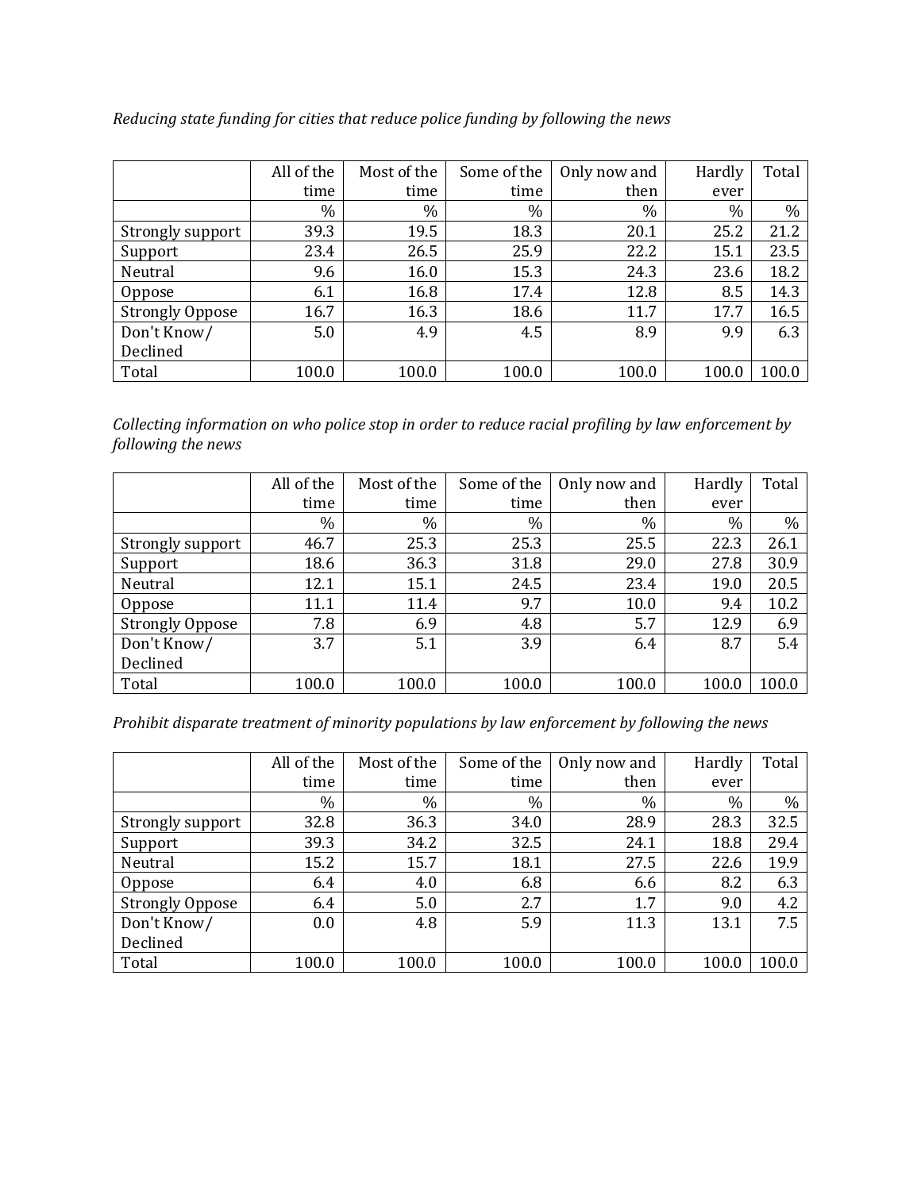*Reducing state funding for cities that reduce police funding by following the news*

| | All of the time | Most of the time | Some of the time | Only now and then | Hardly ever | Total |
|---|---|---|---|---|---|---|
| | % | % | % | % | % | % |
| Strongly support | 39.3 | 19.5 | 18.3 | 20.1 | 25.2 | 21.2 |
| Support | 23.4 | 26.5 | 25.9 | 22.2 | 15.1 | 23.5 |
| Neutral | 9.6 | 16.0 | 15.3 | 24.3 | 23.6 | 18.2 |
| Oppose | 6.1 | 16.8 | 17.4 | 12.8 | 8.5 | 14.3 |
| Strongly Oppose | 16.7 | 16.3 | 18.6 | 11.7 | 17.7 | 16.5 |
| Don't Know/ Declined | 5.0 | 4.9 | 4.5 | 8.9 | 9.9 | 6.3 |
| Total | 100.0 | 100.0 | 100.0 | 100.0 | 100.0 | 100.0 |

*Collecting information on who police stop in order to reduce racial profiling by law enforcement by following the news*

| | All of the time | Most of the time | Some of the time | Only now and then | Hardly ever | Total |
|---|---|---|---|---|---|---|
| | % | % | % | % | % | % |
| Strongly support | 46.7 | 25.3 | 25.3 | 25.5 | 22.3 | 26.1 |
| Support | 18.6 | 36.3 | 31.8 | 29.0 | 27.8 | 30.9 |
| Neutral | 12.1 | 15.1 | 24.5 | 23.4 | 19.0 | 20.5 |
| Oppose | 11.1 | 11.4 | 9.7 | 10.0 | 9.4 | 10.2 |
| Strongly Oppose | 7.8 | 6.9 | 4.8 | 5.7 | 12.9 | 6.9 |
| Don't Know/ Declined | 3.7 | 5.1 | 3.9 | 6.4 | 8.7 | 5.4 |
| Total | 100.0 | 100.0 | 100.0 | 100.0 | 100.0 | 100.0 |

*Prohibit disparate treatment of minority populations by law enforcement by following the news*

| | All of the time | Most of the time | Some of the time | Only now and then | Hardly ever | Total |
|---|---|---|---|---|---|---|
| | % | % | % | % | % | % |
| Strongly support | 32.8 | 36.3 | 34.0 | 28.9 | 28.3 | 32.5 |
| Support | 39.3 | 34.2 | 32.5 | 24.1 | 18.8 | 29.4 |
| Neutral | 15.2 | 15.7 | 18.1 | 27.5 | 22.6 | 19.9 |
| Oppose | 6.4 | 4.0 | 6.8 | 6.6 | 8.2 | 6.3 |
| Strongly Oppose | 6.4 | 5.0 | 2.7 | 1.7 | 9.0 | 4.2 |
| Don't Know/ Declined | 0.0 | 4.8 | 5.9 | 11.3 | 13.1 | 7.5 |
| Total | 100.0 | 100.0 | 100.0 | 100.0 | 100.0 | 100.0 |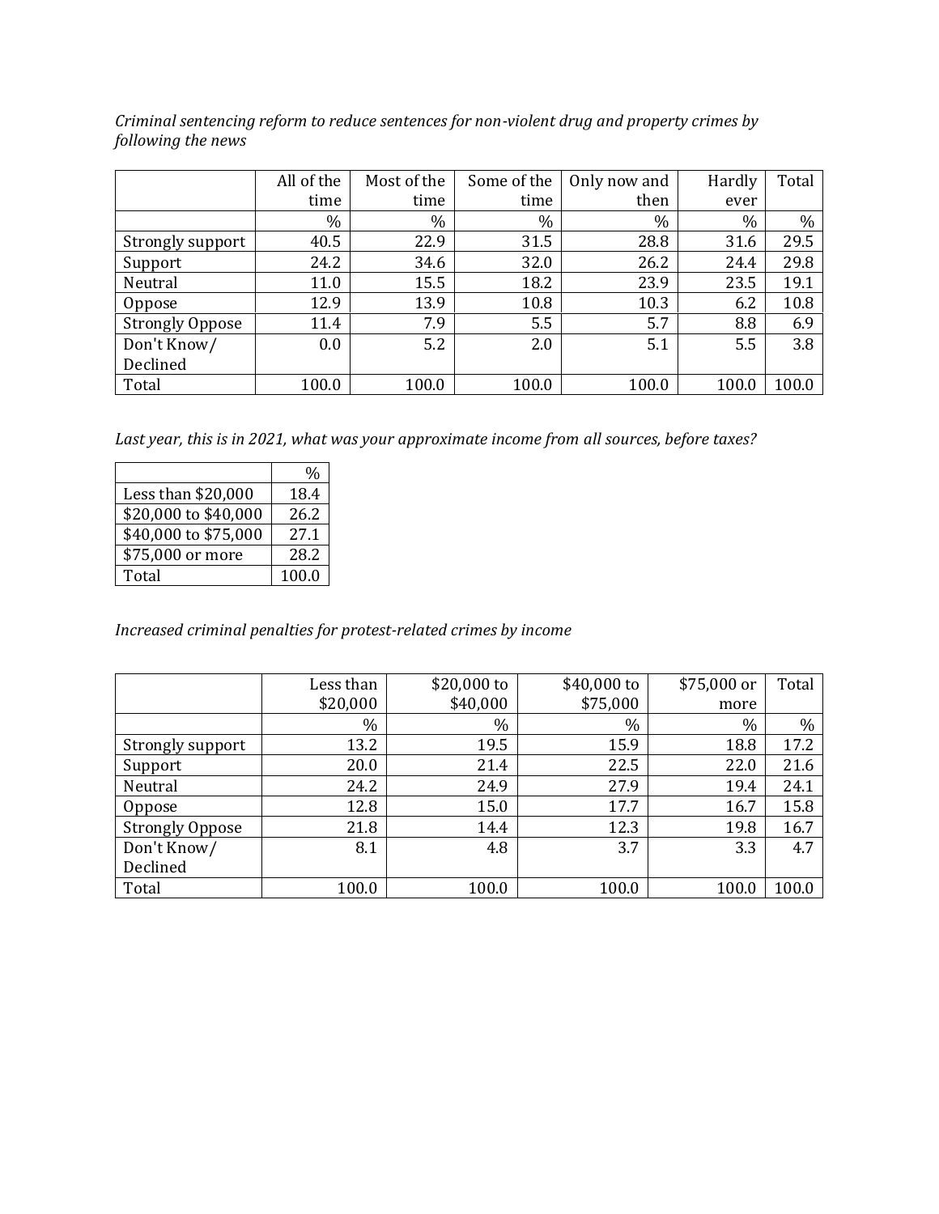*Criminal sentencing reform to reduce sentences for non-violent drug and property crimes by following the news*

| | All of the time | Most of the time | Some of the time | Only now and then | Hardly ever | Total |
|---|---|---|---|---|---|---|
| | % | % | % | % | % | % |
| Strongly support | 40.5 | 22.9 | 31.5 | 28.8 | 31.6 | 29.5 |
| Support | 24.2 | 34.6 | 32.0 | 26.2 | 24.4 | 29.8 |
| Neutral | 11.0 | 15.5 | 18.2 | 23.9 | 23.5 | 19.1 |
| Oppose | 12.9 | 13.9 | 10.8 | 10.3 | 6.2 | 10.8 |
| Strongly Oppose | 11.4 | 7.9 | 5.5 | 5.7 | 8.8 | 6.9 |
| Don't Know/ Declined | 0.0 | 5.2 | 2.0 | 5.1 | 5.5 | 3.8 |
| Total | 100.0 | 100.0 | 100.0 | 100.0 | 100.0 | 100.0 |

*Last year, this is in 2021, what was your approximate income from all sources, before taxes?*

| | % |
|---|---|
| Less than $20,000 | 18.4 |
| $20,000 to $40,000 | 26.2 |
| $40,000 to $75,000 | 27.1 |
| $75,000 or more | 28.2 |
| Total | 100.0 |

*Increased criminal penalties for protest-related crimes by income*

| | Less than $20,000 | $20,000 to $40,000 | $40,000 to $75,000 | $75,000 or more | Total |
|---|---|---|---|---|---|
| | % | % | % | % | % |
| Strongly support | 13.2 | 19.5 | 15.9 | 18.8 | 17.2 |
| Support | 20.0 | 21.4 | 22.5 | 22.0 | 21.6 |
| Neutral | 24.2 | 24.9 | 27.9 | 19.4 | 24.1 |
| Oppose | 12.8 | 15.0 | 17.7 | 16.7 | 15.8 |
| Strongly Oppose | 21.8 | 14.4 | 12.3 | 19.8 | 16.7 |
| Don't Know/ Declined | 8.1 | 4.8 | 3.7 | 3.3 | 4.7 |
| Total | 100.0 | 100.0 | 100.0 | 100.0 | 100.0 |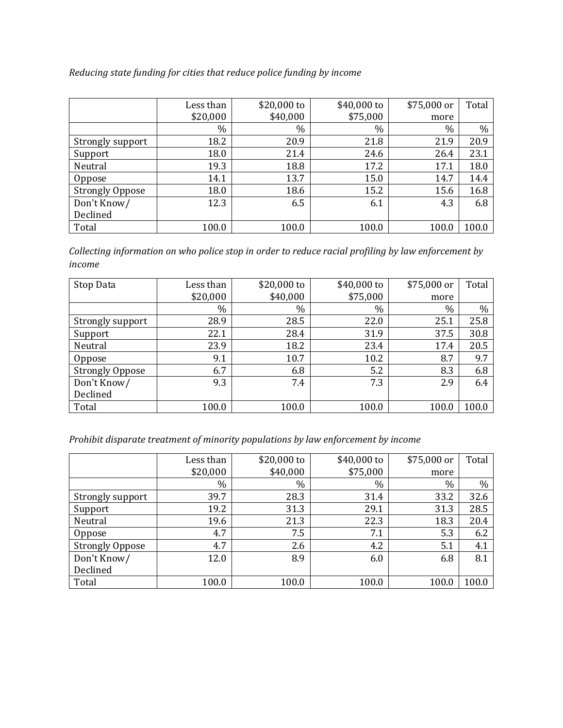*Reducing state funding for cities that reduce police funding by income*

| | Less than $20,000 | $20,000 to $40,000 | $40,000 to $75,000 | $75,000 or more | Total |
|---|---|---|---|---|---|
| | % | % | % | % | % |
| Strongly support | 18.2 | 20.9 | 21.8 | 21.9 | 20.9 |
| Support | 18.0 | 21.4 | 24.6 | 26.4 | 23.1 |
| Neutral | 19.3 | 18.8 | 17.2 | 17.1 | 18.0 |
| Oppose | 14.1 | 13.7 | 15.0 | 14.7 | 14.4 |
| Strongly Oppose | 18.0 | 18.6 | 15.2 | 15.6 | 16.8 |
| Don't Know/ Declined | 12.3 | 6.5 | 6.1 | 4.3 | 6.8 |
| Total | 100.0 | 100.0 | 100.0 | 100.0 | 100.0 |

*Collecting information on who police stop in order to reduce racial profiling by law enforcement by income*

| Stop Data | Less than $20,000 | $20,000 to $40,000 | $40,000 to $75,000 | $75,000 or more | Total |
|---|---|---|---|---|---|
| | % | % | % | % | % |
| Strongly support | 28.9 | 28.5 | 22.0 | 25.1 | 25.8 |
| Support | 22.1 | 28.4 | 31.9 | 37.5 | 30.8 |
| Neutral | 23.9 | 18.2 | 23.4 | 17.4 | 20.5 |
| Oppose | 9.1 | 10.7 | 10.2 | 8.7 | 9.7 |
| Strongly Oppose | 6.7 | 6.8 | 5.2 | 8.3 | 6.8 |
| Don't Know/ Declined | 9.3 | 7.4 | 7.3 | 2.9 | 6.4 |
| Total | 100.0 | 100.0 | 100.0 | 100.0 | 100.0 |

*Prohibit disparate treatment of minority populations by law enforcement by income*

| | Less than $20,000 | $20,000 to $40,000 | $40,000 to $75,000 | $75,000 or more | Total |
|---|---|---|---|---|---|
| | % | % | % | % | % |
| Strongly support | 39.7 | 28.3 | 31.4 | 33.2 | 32.6 |
| Support | 19.2 | 31.3 | 29.1 | 31.3 | 28.5 |
| Neutral | 19.6 | 21.3 | 22.3 | 18.3 | 20.4 |
| Oppose | 4.7 | 7.5 | 7.1 | 5.3 | 6.2 |
| Strongly Oppose | 4.7 | 2.6 | 4.2 | 5.1 | 4.1 |
| Don't Know/ Declined | 12.0 | 8.9 | 6.0 | 6.8 | 8.1 |
| Total | 100.0 | 100.0 | 100.0 | 100.0 | 100.0 |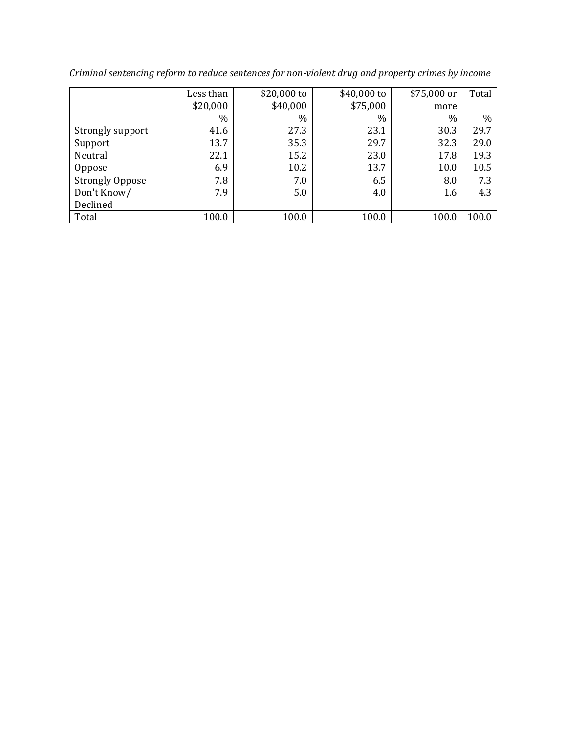*Criminal sentencing reform to reduce sentences for non-violent drug and property crimes by income*

| | Less than $20,000 | $20,000 to $40,000 | $40,000 to $75,000 | $75,000 or more | Total |
|---|---|---|---|---|---|
| | % | % | % | % | % |
| Strongly support | 41.6 | 27.3 | 23.1 | 30.3 | 29.7 |
| Support | 13.7 | 35.3 | 29.7 | 32.3 | 29.0 |
| Neutral | 22.1 | 15.2 | 23.0 | 17.8 | 19.3 |
| Oppose | 6.9 | 10.2 | 13.7 | 10.0 | 10.5 |
| Strongly Oppose | 7.8 | 7.0 | 6.5 | 8.0 | 7.3 |
| Don't Know/ Declined | 7.9 | 5.0 | 4.0 | 1.6 | 4.3 |
| Total | 100.0 | 100.0 | 100.0 | 100.0 | 100.0 |